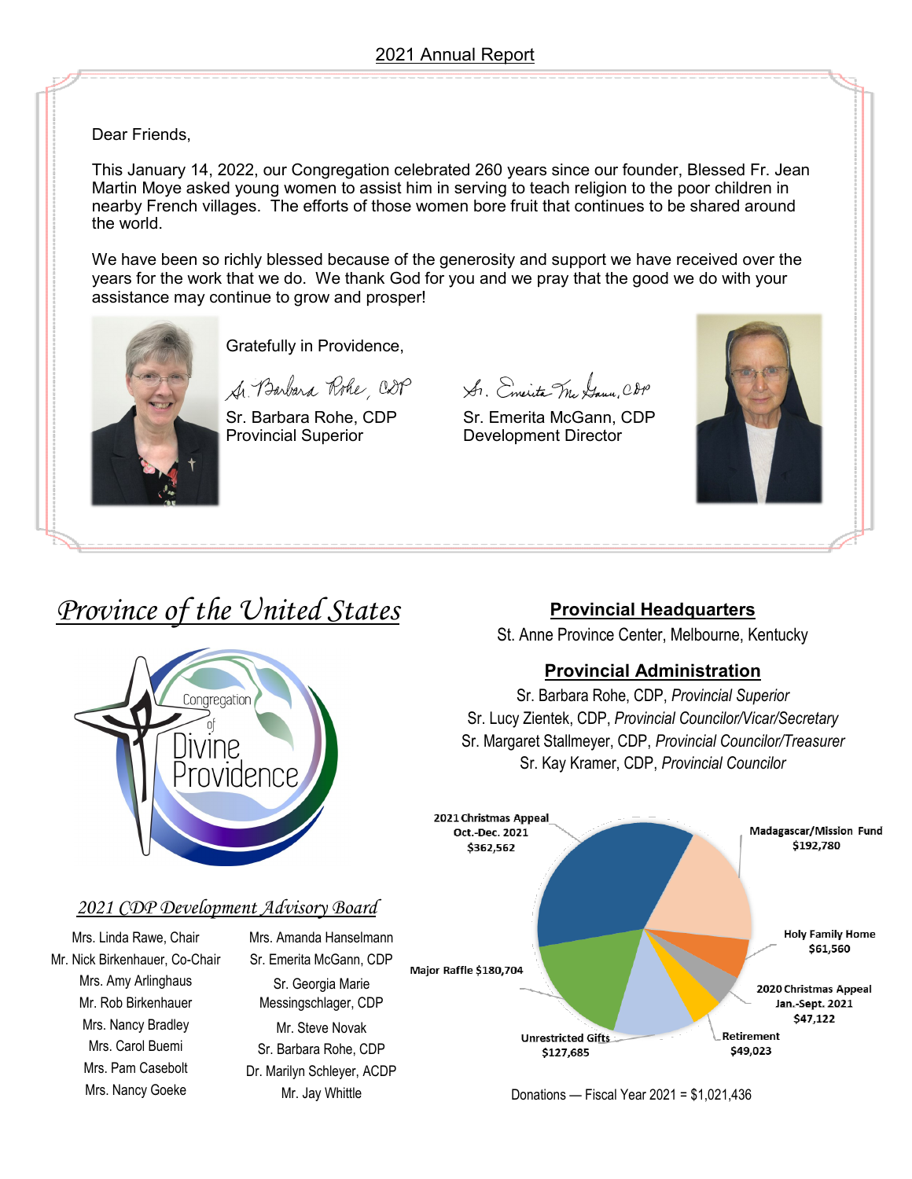# 2021 Annual Report

Dear Friends,

This January 14, 2022, our Congregation celebrated 260 years since our founder, Blessed Fr. Jean Martin Moye asked young women to assist him in serving to teach religion to the poor children in nearby French villages. The efforts of those women bore fruit that continues to be shared around the world.

We have been so richly blessed because of the generosity and support we have received over the years for the work that we do. We thank God for you and we pray that the good we do with your assistance may continue to grow and prosper!

Gratefully in Providence,

*Sr. Barbara Rohe, CDP*

Sr. Barbara Rohe, CDP
Provincial Superior

*Sr. Emerita McGann, CDP*

Sr. Emerita McGann, CDP
Development Director

## *Province of the United States*

Congregation of Divine Providence

## Provincial Headquarters

St. Anne Province Center, Melbourne, Kentucky

## Provincial Administration

Sr. Barbara Rohe, CDP, *Provincial Superior*
Sr. Lucy Zientek, CDP, *Provincial Councilor/Vicar/Secretary*
Sr. Margaret Stallmeyer, CDP, *Provincial Councilor/Treasurer*
Sr. Kay Kramer, CDP, *Provincial Councilor*

## *2021 CDP Development Advisory Board*

Mrs. Linda Rawe, Chair
Mr. Nick Birkenhauer, Co-Chair
Mrs. Amy Arlinghaus
Mr. Rob Birkenhauer
Mrs. Nancy Bradley
Mrs. Carol Buemi
Mrs. Pam Casebolt
Mrs. Nancy Goeke
Mrs. Amanda Hanselmann
Sr. Emerita McGann, CDP
Sr. Georgia Marie Messingschlager, CDP
Mr. Steve Novak
Sr. Barbara Rohe, CDP
Dr. Marilyn Schleyer, ACDP
Mr. Jay Whittle

| Category | Amount |
|---|---|
| 2021 Christmas Appeal Oct.-Dec. 2021 | $362,562 |
| Madagascar/Mission Fund | $192,780 |
| Holy Family Home | $61,560 |
| 2020 Christmas Appeal Jan.-Sept. 2021 | $47,122 |
| Retirement | $49,023 |
| Unrestricted Gifts | $127,685 |
| Major Raffle | $180,704 |

Donations — Fiscal Year 2021 = $1,021,436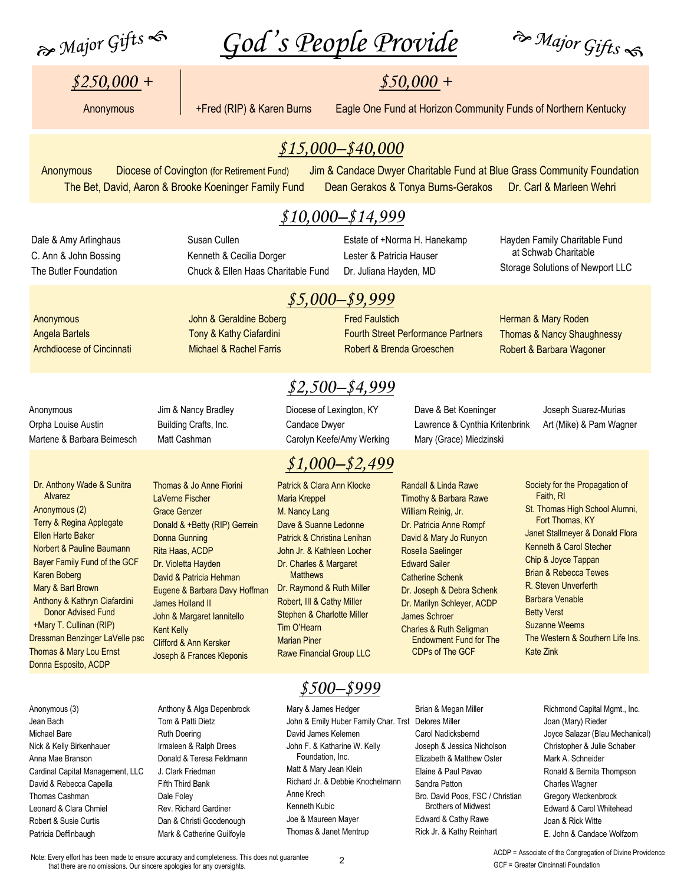# *Major Gifts* — *God's People Provide* — *Major Gifts*

## *$250,000 +*

Anonymous

## *$50,000 +*

+Fred (RIP) & Karen Burns

Eagle One Fund at Horizon Community Funds of Northern Kentucky

## *$15,000–$40,000*

Anonymous

Diocese of Covington (for Retirement Fund)

Jim & Candace Dwyer Charitable Fund at Blue Grass Community Foundation

The Bet, David, Aaron & Brooke Koeninger Family Fund

Dean Gerakos & Tonya Burns-Gerakos

Dr. Carl & Marleen Wehri

## *$10,000–$14,999*

Dale & Amy Arlinghaus
C. Ann & John Bossing
The Butler Foundation
Susan Cullen
Kenneth & Cecilia Dorger
Chuck & Ellen Haas Charitable Fund
Estate of +Norma H. Hanekamp
Lester & Patricia Hauser
Dr. Juliana Hayden, MD
Hayden Family Charitable Fund at Schwab Charitable
Storage Solutions of Newport LLC

## *$5,000–$9,999*

Anonymous
Angela Bartels
Archdiocese of Cincinnati
John & Geraldine Boberg
Tony & Kathy Ciafardini
Michael & Rachel Farris
Fred Faulstich
Fourth Street Performance Partners
Robert & Brenda Groeschen
Herman & Mary Roden
Thomas & Nancy Shaughnessy
Robert & Barbara Wagoner

## *$2,500–$4,999*

Anonymous
Orpha Louise Austin
Martene & Barbara Beimesch
Jim & Nancy Bradley
Building Crafts, Inc.
Matt Cashman
Diocese of Lexington, KY
Candace Dwyer
Carolyn Keefe/Amy Werking
Dave & Bet Koeninger
Lawrence & Cynthia Kritenbrink
Mary (Grace) Miedzinski
Joseph Suarez-Murias
Art (Mike) & Pam Wagner

## *$1,000–$2,499*

Dr. Anthony Wade & Sunitra Alvarez
Anonymous (2)
Terry & Regina Applegate
Ellen Harte Baker
Norbert & Pauline Baumann
Bayer Family Fund of the GCF
Karen Boberg
Mary & Bart Brown
Anthony & Kathryn Ciafardini Donor Advised Fund
+Mary T. Cullinan (RIP)
Dressman Benzinger LaVelle psc
Thomas & Mary Lou Ernst
Donna Esposito, ACDP
Thomas & Jo Anne Fiorini
LaVerne Fischer
Grace Genzer
Donald & +Betty (RIP) Gerrein
Donna Gunning
Rita Haas, ACDP
Dr. Violetta Hayden
David & Patricia Hehman
Eugene & Barbara Davy Hoffman
James Holland II
John & Margaret Iannitello
Kent Kelly
Clifford & Ann Kersker
Joseph & Frances Kleponis
Patrick & Clara Ann Klocke
Maria Kreppel
M. Nancy Lang
Dave & Suanne Ledonne
Patrick & Christina Lenihan
John Jr. & Kathleen Locher
Dr. Charles & Margaret Matthews
Dr. Raymond & Ruth Miller
Robert, III & Cathy Miller
Stephen & Charlotte Miller
Tim O'Hearn
Marian Piner
Rawe Financial Group LLC
Randall & Linda Rawe
Timothy & Barbara Rawe
William Reinig, Jr.
Dr. Patricia Anne Rompf
David & Mary Jo Runyon
Rosella Saelinger
Edward Sailer
Catherine Schenk
Dr. Joseph & Debra Schenk
Dr. Marilyn Schleyer, ACDP
James Schroer
Charles & Ruth Seligman Endowment Fund for The CDPs of The GCF
Society for the Propagation of Faith, RI
St. Thomas High School Alumni, Fort Thomas, KY
Janet Stallmeyer & Donald Flora
Kenneth & Carol Stecher
Chip & Joyce Tappan
Brian & Rebecca Tewes
R. Steven Unverferth
Barbara Venable
Betty Verst
Suzanne Weems
The Western & Southern Life Ins.
Kate Zink

## *$500–$999*

Anonymous (3)
Jean Bach
Michael Bare
Nick & Kelly Birkenhauer
Anna Mae Branson
Cardinal Capital Management, LLC
David & Rebecca Capella
Thomas Cashman
Leonard & Clara Chmiel
Robert & Susie Curtis
Patricia Deffinbaugh
Anthony & Alga Depenbrock
Tom & Patti Dietz
Ruth Doering
Irmaleen & Ralph Drees
Donald & Teresa Feldmann
J. Clark Friedman
Fifth Third Bank
Dale Foley
Rev. Richard Gardiner
Dan & Christi Goodenough
Mark & Catherine Guilfoyle
Mary & James Hedger
John & Emily Huber Family Char. Trst
David James Kelemen
John F. & Katharine W. Kelly Foundation, Inc.
Matt & Mary Jean Klein
Richard Jr. & Debbie Knochelmann
Anne Krech
Kenneth Kubic
Joe & Maureen Mayer
Thomas & Janet Mentrup
Brian & Megan Miller
Delores Miller
Carol Nadicksbernd
Joseph & Jessica Nicholson
Elizabeth & Matthew Oster
Elaine & Paul Pavao
Sandra Patton
Bro. David Poos, FSC / Christian Brothers of Midwest
Edward & Cathy Rawe
Rick Jr. & Kathy Reinhart
Richmond Capital Mgmt., Inc.
Joan (Mary) Rieder
Joyce Salazar (Blau Mechanical)
Christopher & Julie Schaber
Mark A. Schneider
Ronald & Bernita Thompson
Charles Wagner
Gregory Weckenbrock
Edward & Carol Whitehead
Joan & Rick Witte
E. John & Candace Wolfzorn

Note: Every effort has been made to ensure accuracy and completeness. This does not guarantee that there are no omissions. Our sincere apologies for any oversights.

ACDP = Associate of the Congregation of Divine Providence
GCF = Greater Cincinnati Foundation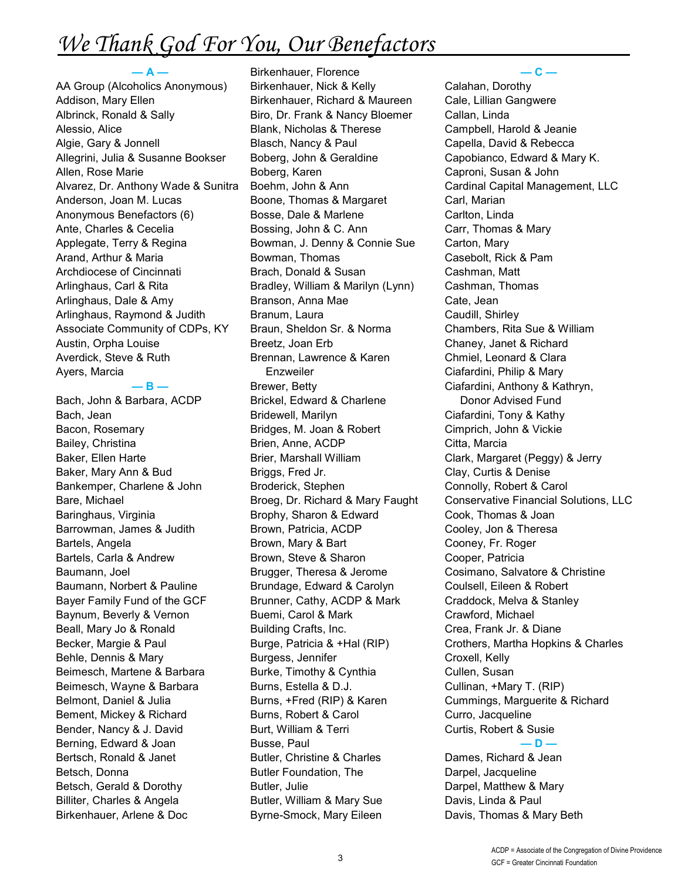# *We Thank God For You, Our Benefactors*

**— A —**

AA Group (Alcoholics Anonymous)
Addison, Mary Ellen
Albrinck, Ronald & Sally
Alessio, Alice
Algie, Gary & Jonnell
Allegrini, Julia & Susanne Bookser
Allen, Rose Marie
Alvarez, Dr. Anthony Wade & Sunitra
Anderson, Joan M. Lucas
Anonymous Benefactors (6)
Ante, Charles & Cecelia
Applegate, Terry & Regina
Arand, Arthur & Maria
Archdiocese of Cincinnati
Arlinghaus, Carl & Rita
Arlinghaus, Dale & Amy
Arlinghaus, Raymond & Judith
Associate Community of CDPs, KY
Austin, Orpha Louise
Averdick, Steve & Ruth
Ayers, Marcia

**— B —**

Bach, John & Barbara, ACDP
Bach, Jean
Bacon, Rosemary
Bailey, Christina
Baker, Ellen Harte
Baker, Mary Ann & Bud
Bankemper, Charlene & John
Bare, Michael
Baringhaus, Virginia
Barrowman, James & Judith
Bartels, Angela
Bartels, Carla & Andrew
Baumann, Joel
Baumann, Norbert & Pauline
Bayer Family Fund of the GCF
Baynum, Beverly & Vernon
Beall, Mary Jo & Ronald
Becker, Margie & Paul
Behle, Dennis & Mary
Beimesch, Martene & Barbara
Beimesch, Wayne & Barbara
Belmont, Daniel & Julia
Bement, Mickey & Richard
Bender, Nancy & J. David
Berning, Edward & Joan
Bertsch, Ronald & Janet
Betsch, Donna
Betsch, Gerald & Dorothy
Billiter, Charles & Angela
Birkenhauer, Arlene & Doc
Birkenhauer, Florence
Birkenhauer, Nick & Kelly
Birkenhauer, Richard & Maureen
Biro, Dr. Frank & Nancy Bloemer
Blank, Nicholas & Therese
Blasch, Nancy & Paul
Boberg, John & Geraldine
Boberg, Karen
Boehm, John & Ann
Boone, Thomas & Margaret
Bosse, Dale & Marlene
Bossing, John & C. Ann
Bowman, J. Denny & Connie Sue
Bowman, Thomas
Brach, Donald & Susan
Bradley, William & Marilyn (Lynn)
Branson, Anna Mae
Branum, Laura
Braun, Sheldon Sr. & Norma
Breetz, Joan Erb
Brennan, Lawrence & Karen Enzweiler
Brewer, Betty
Brickel, Edward & Charlene
Bridewell, Marilyn
Bridges, M. Joan & Robert
Brien, Anne, ACDP
Brier, Marshall William
Briggs, Fred Jr.
Broderick, Stephen
Broeg, Dr. Richard & Mary Faught
Brophy, Sharon & Edward
Brown, Patricia, ACDP
Brown, Mary & Bart
Brown, Steve & Sharon
Brugger, Theresa & Jerome
Brundage, Edward & Carolyn
Brunner, Cathy, ACDP & Mark
Buemi, Carol & Mark
Building Crafts, Inc.
Burge, Patricia & +Hal (RIP)
Burgess, Jennifer
Burke, Timothy & Cynthia
Burns, Estella & D.J.
Burns, +Fred (RIP) & Karen
Burns, Robert & Carol
Burt, William & Terri
Busse, Paul
Butler, Christine & Charles
Butler Foundation, The
Butler, Julie
Butler, William & Mary Sue
Byrne-Smock, Mary Eileen

**— C —**

Calahan, Dorothy
Cale, Lillian Gangwere
Callan, Linda
Campbell, Harold & Jeanie
Capella, David & Rebecca
Capobianco, Edward & Mary K.
Caproni, Susan & John
Cardinal Capital Management, LLC
Carl, Marian
Carlton, Linda
Carr, Thomas & Mary
Carton, Mary
Casebolt, Rick & Pam
Cashman, Matt
Cashman, Thomas
Cate, Jean
Caudill, Shirley
Chambers, Rita Sue & William
Chaney, Janet & Richard
Chmiel, Leonard & Clara
Ciafardini, Philip & Mary
Ciafardini, Anthony & Kathryn, Donor Advised Fund
Ciafardini, Tony & Kathy
Cimprich, John & Vickie
Citta, Marcia
Clark, Margaret (Peggy) & Jerry
Clay, Curtis & Denise
Connolly, Robert & Carol
Conservative Financial Solutions, LLC
Cook, Thomas & Joan
Cooley, Jon & Theresa
Cooney, Fr. Roger
Cooper, Patricia
Cosimano, Salvatore & Christine
Coulsell, Eileen & Robert
Craddock, Melva & Stanley
Crawford, Michael
Crea, Frank Jr. & Diane
Crothers, Martha Hopkins & Charles
Croxell, Kelly
Cullen, Susan
Cullinan, +Mary T. (RIP)
Cummings, Marguerite & Richard
Curro, Jacqueline
Curtis, Robert & Susie

**— D —**

Dames, Richard & Jean
Darpel, Jacqueline
Darpel, Matthew & Mary
Davis, Linda & Paul
Davis, Thomas & Mary Beth

ACDP = Associate of the Congregation of Divine Providence
GCF = Greater Cincinnati Foundation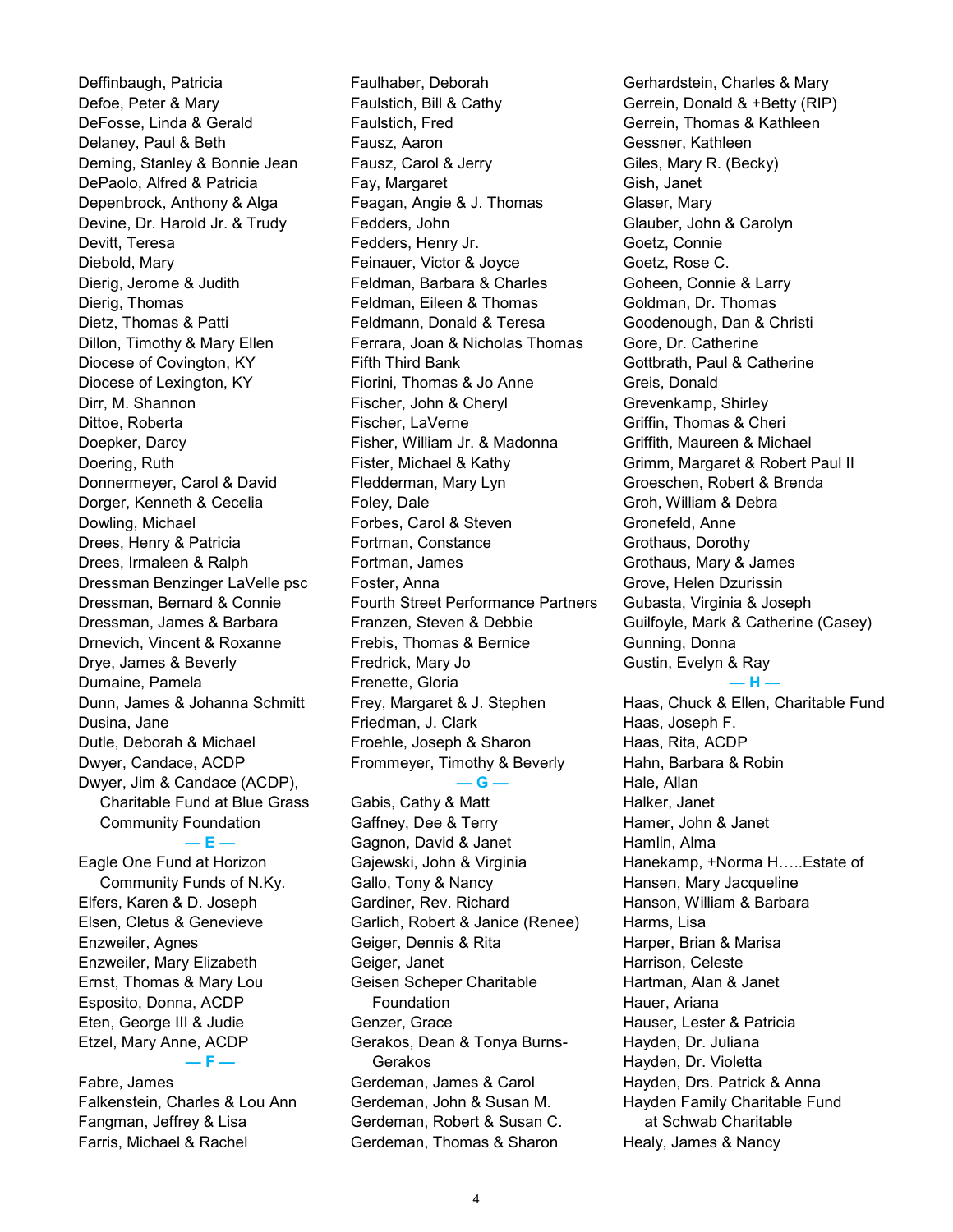Deffinbaugh, Patricia
Defoe, Peter & Mary
DeFosse, Linda & Gerald
Delaney, Paul & Beth
Deming, Stanley & Bonnie Jean
DePaolo, Alfred & Patricia
Depenbrock, Anthony & Alga
Devine, Dr. Harold Jr. & Trudy
Devitt, Teresa
Diebold, Mary
Dierig, Jerome & Judith
Dierig, Thomas
Dietz, Thomas & Patti
Dillon, Timothy & Mary Ellen
Diocese of Covington, KY
Diocese of Lexington, KY
Dirr, M. Shannon
Dittoe, Roberta
Doepker, Darcy
Doering, Ruth
Donnermeyer, Carol & David
Dorger, Kenneth & Cecelia
Dowling, Michael
Drees, Henry & Patricia
Drees, Irmaleen & Ralph
Dressman Benzinger LaVelle psc
Dressman, Bernard & Connie
Dressman, James & Barbara
Drnevich, Vincent & Roxanne
Drye, James & Beverly
Dumaine, Pamela
Dunn, James & Johanna Schmitt
Dusina, Jane
Dutle, Deborah & Michael
Dwyer, Candace, ACDP
Dwyer, Jim & Candace (ACDP), Charitable Fund at Blue Grass Community Foundation

— E —

Eagle One Fund at Horizon Community Funds of N.Ky.
Elfers, Karen & D. Joseph
Elsen, Cletus & Genevieve
Enzweiler, Agnes
Enzweiler, Mary Elizabeth
Ernst, Thomas & Mary Lou
Esposito, Donna, ACDP
Eten, George III & Judie
Etzel, Mary Anne, ACDP

— F —

Fabre, James
Falkenstein, Charles & Lou Ann
Fangman, Jeffrey & Lisa
Farris, Michael & Rachel
Faulhaber, Deborah
Faulstich, Bill & Cathy
Faulstich, Fred
Fausz, Aaron
Fausz, Carol & Jerry
Fay, Margaret
Feagan, Angie & J. Thomas
Fedders, John
Fedders, Henry Jr.
Feinauer, Victor & Joyce
Feldman, Barbara & Charles
Feldman, Eileen & Thomas
Feldmann, Donald & Teresa
Ferrara, Joan & Nicholas Thomas
Fifth Third Bank
Fiorini, Thomas & Jo Anne
Fischer, John & Cheryl
Fischer, LaVerne
Fisher, William Jr. & Madonna
Fister, Michael & Kathy
Fledderman, Mary Lyn
Foley, Dale
Forbes, Carol & Steven
Fortman, Constance
Fortman, James
Foster, Anna
Fourth Street Performance Partners
Franzen, Steven & Debbie
Frebis, Thomas & Bernice
Fredrick, Mary Jo
Frenette, Gloria
Frey, Margaret & J. Stephen
Friedman, J. Clark
Froehle, Joseph & Sharon
Frommeyer, Timothy & Beverly

— G —

Gabis, Cathy & Matt
Gaffney, Dee & Terry
Gagnon, David & Janet
Gajewski, John & Virginia
Gallo, Tony & Nancy
Gardiner, Rev. Richard
Garlich, Robert & Janice (Renee)
Geiger, Dennis & Rita
Geiger, Janet
Geisen Scheper Charitable Foundation
Genzer, Grace
Gerakos, Dean & Tonya Burns-Gerakos
Gerdeman, James & Carol
Gerdeman, John & Susan M.
Gerdeman, Robert & Susan C.
Gerdeman, Thomas & Sharon
Gerhardstein, Charles & Mary
Gerrein, Donald & +Betty (RIP)
Gerrein, Thomas & Kathleen
Gessner, Kathleen
Giles, Mary R. (Becky)
Gish, Janet
Glaser, Mary
Glauber, John & Carolyn
Goetz, Connie
Goetz, Rose C.
Goheen, Connie & Larry
Goldman, Dr. Thomas
Goodenough, Dan & Christi
Gore, Dr. Catherine
Gottbrath, Paul & Catherine
Greis, Donald
Grevenkamp, Shirley
Griffin, Thomas & Cheri
Griffith, Maureen & Michael
Grimm, Margaret & Robert Paul II
Groeschen, Robert & Brenda
Groh, William & Debra
Gronefeld, Anne
Grothaus, Dorothy
Grothaus, Mary & James
Grove, Helen Dzurissin
Gubasta, Virginia & Joseph
Guilfoyle, Mark & Catherine (Casey)
Gunning, Donna
Gustin, Evelyn & Ray

— H —

Haas, Chuck & Ellen, Charitable Fund
Haas, Joseph F.
Haas, Rita, ACDP
Hahn, Barbara & Robin
Hale, Allan
Halker, Janet
Hamer, John & Janet
Hamlin, Alma
Hanekamp, +Norma H…..Estate of
Hansen, Mary Jacqueline
Hanson, William & Barbara
Harms, Lisa
Harper, Brian & Marisa
Harrison, Celeste
Hartman, Alan & Janet
Hauer, Ariana
Hauser, Lester & Patricia
Hayden, Dr. Juliana
Hayden, Dr. Violetta
Hayden, Drs. Patrick & Anna
Hayden Family Charitable Fund at Schwab Charitable
Healy, James & Nancy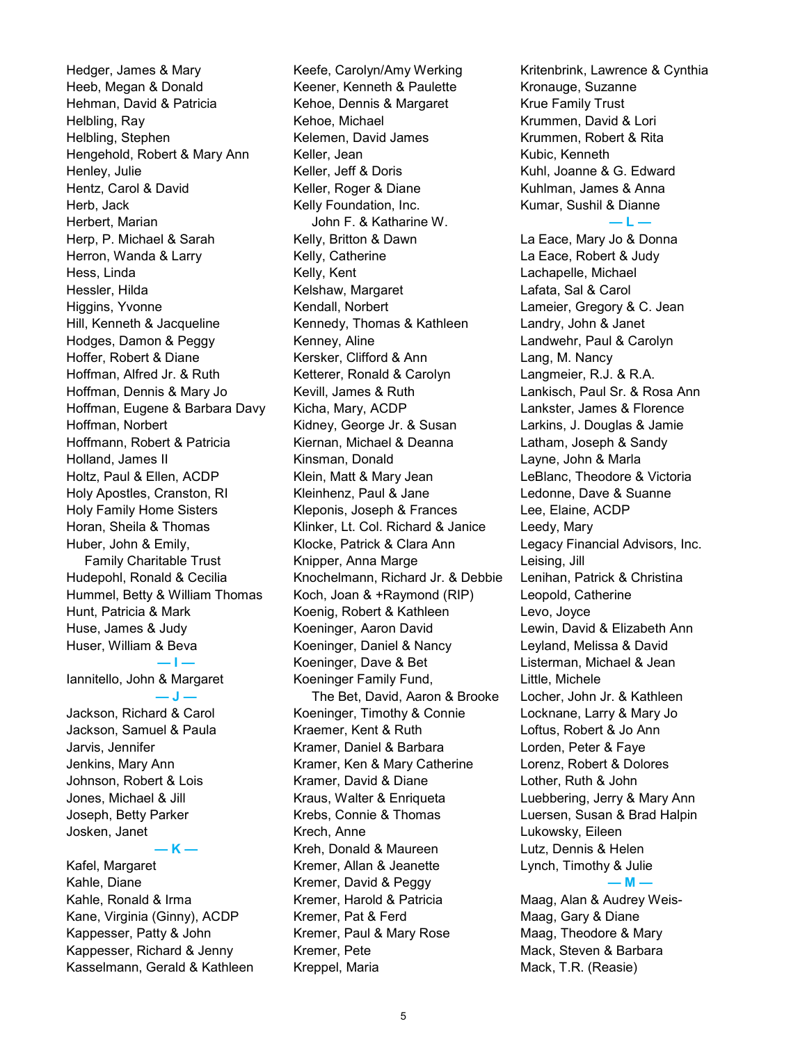Hedger, James & Mary
Heeb, Megan & Donald
Hehman, David & Patricia
Helbling, Ray
Helbling, Stephen
Hengehold, Robert & Mary Ann
Henley, Julie
Hentz, Carol & David
Herb, Jack
Herbert, Marian
Herp, P. Michael & Sarah
Herron, Wanda & Larry
Hess, Linda
Hessler, Hilda
Higgins, Yvonne
Hill, Kenneth & Jacqueline
Hodges, Damon & Peggy
Hoffer, Robert & Diane
Hoffman, Alfred Jr. & Ruth
Hoffman, Dennis & Mary Jo
Hoffman, Eugene & Barbara Davy
Hoffman, Norbert
Hoffmann, Robert & Patricia
Holland, James II
Holtz, Paul & Ellen, ACDP
Holy Apostles, Cranston, RI
Holy Family Home Sisters
Horan, Sheila & Thomas
Huber, John & Emily,
Family Charitable Trust
Hudepohl, Ronald & Cecilia
Hummel, Betty & William Thomas
Hunt, Patricia & Mark
Huse, James & Judy
Huser, William & Beva

**— I —**

Iannitello, John & Margaret

**— J —**

Jackson, Richard & Carol
Jackson, Samuel & Paula
Jarvis, Jennifer
Jenkins, Mary Ann
Johnson, Robert & Lois
Jones, Michael & Jill
Joseph, Betty Parker
Josken, Janet

**— K —**

Kafel, Margaret
Kahle, Diane
Kahle, Ronald & Irma
Kane, Virginia (Ginny), ACDP
Kappesser, Patty & John
Kappesser, Richard & Jenny
Kasselmann, Gerald & Kathleen
Keefe, Carolyn/Amy Werking
Keener, Kenneth & Paulette
Kehoe, Dennis & Margaret
Kehoe, Michael
Kelemen, David James
Keller, Jean
Keller, Jeff & Doris
Keller, Roger & Diane
Kelly Foundation, Inc.
John F. & Katharine W.
Kelly, Britton & Dawn
Kelly, Catherine
Kelly, Kent
Kelshaw, Margaret
Kendall, Norbert
Kennedy, Thomas & Kathleen
Kenney, Aline
Kersker, Clifford & Ann
Ketterer, Ronald & Carolyn
Kevill, James & Ruth
Kicha, Mary, ACDP
Kidney, George Jr. & Susan
Kiernan, Michael & Deanna
Kinsman, Donald
Klein, Matt & Mary Jean
Kleinhenz, Paul & Jane
Kleponis, Joseph & Frances
Klinker, Lt. Col. Richard & Janice
Klocke, Patrick & Clara Ann
Knipper, Anna Marge
Knochelmann, Richard Jr. & Debbie
Koch, Joan & +Raymond (RIP)
Koenig, Robert & Kathleen
Koeninger, Aaron David
Koeninger, Daniel & Nancy
Koeninger, Dave & Bet
Koeninger Family Fund,
The Bet, David, Aaron & Brooke
Koeninger, Timothy & Connie
Kraemer, Kent & Ruth
Kramer, Daniel & Barbara
Kramer, Ken & Mary Catherine
Kramer, David & Diane
Kraus, Walter & Enriqueta
Krebs, Connie & Thomas
Krech, Anne
Kreh, Donald & Maureen
Kremer, Allan & Jeanette
Kremer, David & Peggy
Kremer, Harold & Patricia
Kremer, Pat & Ferd
Kremer, Paul & Mary Rose
Kremer, Pete
Kreppel, Maria
Kritenbrink, Lawrence & Cynthia
Kronauge, Suzanne
Krue Family Trust
Krummen, David & Lori
Krummen, Robert & Rita
Kubic, Kenneth
Kuhl, Joanne & G. Edward
Kuhlman, James & Anna
Kumar, Sushil & Dianne

**— L —**

La Eace, Mary Jo & Donna
La Eace, Robert & Judy
Lachapelle, Michael
Lafata, Sal & Carol
Lameier, Gregory & C. Jean
Landry, John & Janet
Landwehr, Paul & Carolyn
Lang, M. Nancy
Langmeier, R.J. & R.A.
Lankisch, Paul Sr. & Rosa Ann
Lankster, James & Florence
Larkins, J. Douglas & Jamie
Latham, Joseph & Sandy
Layne, John & Marla
LeBlanc, Theodore & Victoria
Ledonne, Dave & Suanne
Lee, Elaine, ACDP
Leedy, Mary
Legacy Financial Advisors, Inc.
Leising, Jill
Lenihan, Patrick & Christina
Leopold, Catherine
Levo, Joyce
Lewin, David & Elizabeth Ann
Leyland, Melissa & David
Listerman, Michael & Jean
Little, Michele
Locher, John Jr. & Kathleen
Locknane, Larry & Mary Jo
Loftus, Robert & Jo Ann
Lorden, Peter & Faye
Lorenz, Robert & Dolores
Lother, Ruth & John
Luebbering, Jerry & Mary Ann
Luersen, Susan & Brad Halpin
Lukowsky, Eileen
Lutz, Dennis & Helen
Lynch, Timothy & Julie

**— M —**

Maag, Alan & Audrey Weis-
Maag, Gary & Diane
Maag, Theodore & Mary
Mack, Steven & Barbara
Mack, T.R. (Reasie)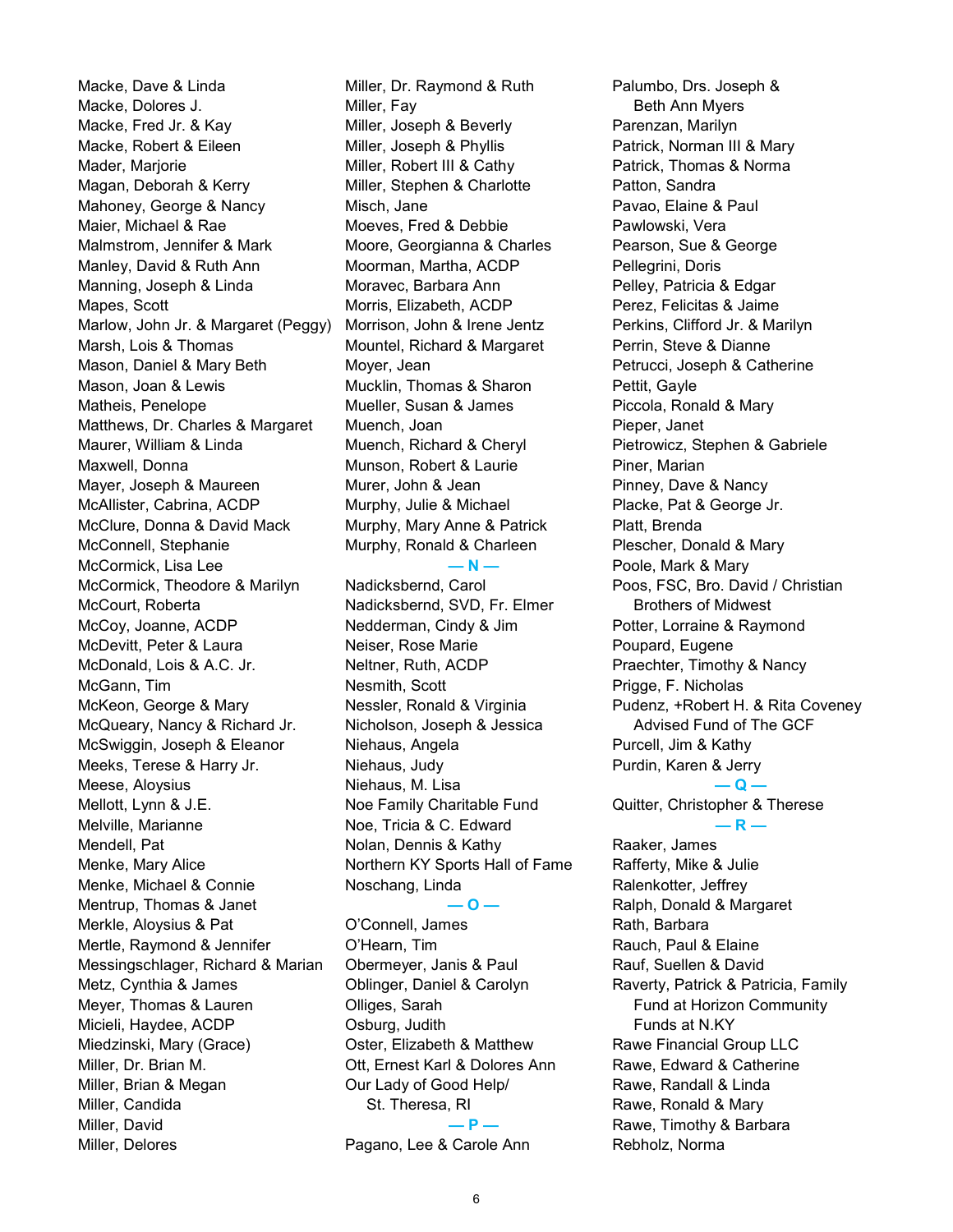Macke, Dave & Linda
Macke, Dolores J.
Macke, Fred Jr. & Kay
Macke, Robert & Eileen
Mader, Marjorie
Magan, Deborah & Kerry
Mahoney, George & Nancy
Maier, Michael & Rae
Malmstrom, Jennifer & Mark
Manley, David & Ruth Ann
Manning, Joseph & Linda
Mapes, Scott
Marlow, John Jr. & Margaret (Peggy)
Marsh, Lois & Thomas
Mason, Daniel & Mary Beth
Mason, Joan & Lewis
Matheis, Penelope
Matthews, Dr. Charles & Margaret
Maurer, William & Linda
Maxwell, Donna
Mayer, Joseph & Maureen
McAllister, Cabrina, ACDP
McClure, Donna & David Mack
McConnell, Stephanie
McCormick, Lisa Lee
McCormick, Theodore & Marilyn
McCourt, Roberta
McCoy, Joanne, ACDP
McDevitt, Peter & Laura
McDonald, Lois & A.C. Jr.
McGann, Tim
McKeon, George & Mary
McQueary, Nancy & Richard Jr.
McSwiggin, Joseph & Eleanor
Meeks, Terese & Harry Jr.
Meese, Aloysius
Mellott, Lynn & J.E.
Melville, Marianne
Mendell, Pat
Menke, Mary Alice
Menke, Michael & Connie
Mentrup, Thomas & Janet
Merkle, Aloysius & Pat
Mertle, Raymond & Jennifer
Messingschlager, Richard & Marian
Metz, Cynthia & James
Meyer, Thomas & Lauren
Micieli, Haydee, ACDP
Miedzinski, Mary (Grace)
Miller, Dr. Brian M.
Miller, Brian & Megan
Miller, Candida
Miller, David
Miller, Delores
Miller, Dr. Raymond & Ruth
Miller, Fay
Miller, Joseph & Beverly
Miller, Joseph & Phyllis
Miller, Robert III & Cathy
Miller, Stephen & Charlotte
Misch, Jane
Moeves, Fred & Debbie
Moore, Georgianna & Charles
Moorman, Martha, ACDP
Moravec, Barbara Ann
Morris, Elizabeth, ACDP
Morrison, John & Irene Jentz
Mountel, Richard & Margaret
Moyer, Jean
Mucklin, Thomas & Sharon
Mueller, Susan & James
Muench, Joan
Muench, Richard & Cheryl
Munson, Robert & Laurie
Murer, John & Jean
Murphy, Julie & Michael
Murphy, Mary Anne & Patrick
Murphy, Ronald & Charleen

**— N —**

Nadicksbernd, Carol
Nadicksbernd, SVD, Fr. Elmer
Nedderman, Cindy & Jim
Neiser, Rose Marie
Neltner, Ruth, ACDP
Nesmith, Scott
Nessler, Ronald & Virginia
Nicholson, Joseph & Jessica
Niehaus, Angela
Niehaus, Judy
Niehaus, M. Lisa
Noe Family Charitable Fund
Noe, Tricia & C. Edward
Nolan, Dennis & Kathy
Northern KY Sports Hall of Fame
Noschang, Linda

**— O —**

O'Connell, James
O'Hearn, Tim
Obermeyer, Janis & Paul
Oblinger, Daniel & Carolyn
Olliges, Sarah
Osburg, Judith
Oster, Elizabeth & Matthew
Ott, Ernest Karl & Dolores Ann
Our Lady of Good Help/
St. Theresa, RI

**— P —**

Pagano, Lee & Carole Ann
Palumbo, Drs. Joseph &
Beth Ann Myers
Parenzan, Marilyn
Patrick, Norman III & Mary
Patrick, Thomas & Norma
Patton, Sandra
Pavao, Elaine & Paul
Pawlowski, Vera
Pearson, Sue & George
Pellegrini, Doris
Pelley, Patricia & Edgar
Perez, Felicitas & Jaime
Perkins, Clifford Jr. & Marilyn
Perrin, Steve & Dianne
Petrucci, Joseph & Catherine
Pettit, Gayle
Piccola, Ronald & Mary
Pieper, Janet
Pietrowicz, Stephen & Gabriele
Piner, Marian
Pinney, Dave & Nancy
Placke, Pat & George Jr.
Platt, Brenda
Plescher, Donald & Mary
Poole, Mark & Mary
Poos, FSC, Bro. David / Christian
Brothers of Midwest
Potter, Lorraine & Raymond
Poupard, Eugene
Praechter, Timothy & Nancy
Prigge, F. Nicholas
Pudenz, +Robert H. & Rita Coveney
Advised Fund of The GCF
Purcell, Jim & Kathy
Purdin, Karen & Jerry

**— Q —**

Quitter, Christopher & Therese

**— R —**

Raaker, James
Rafferty, Mike & Julie
Ralenkotter, Jeffrey
Ralph, Donald & Margaret
Rath, Barbara
Rauch, Paul & Elaine
Rauf, Suellen & David
Raverty, Patrick & Patricia, Family
Fund at Horizon Community
Funds at N.KY
Rawe Financial Group LLC
Rawe, Edward & Catherine
Rawe, Randall & Linda
Rawe, Ronald & Mary
Rawe, Timothy & Barbara
Rebholz, Norma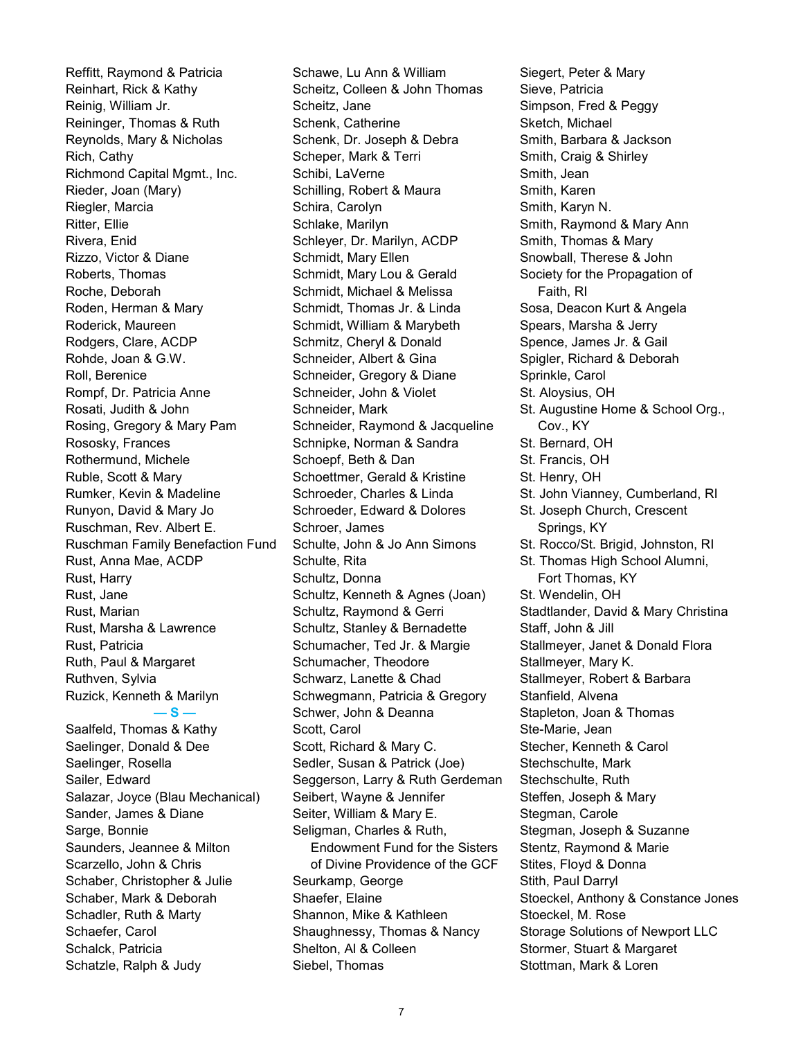Reffitt, Raymond & Patricia
Reinhart, Rick & Kathy
Reinig, William Jr.
Reininger, Thomas & Ruth
Reynolds, Mary & Nicholas
Rich, Cathy
Richmond Capital Mgmt., Inc.
Rieder, Joan (Mary)
Riegler, Marcia
Ritter, Ellie
Rivera, Enid
Rizzo, Victor & Diane
Roberts, Thomas
Roche, Deborah
Roden, Herman & Mary
Roderick, Maureen
Rodgers, Clare, ACDP
Rohde, Joan & G.W.
Roll, Berenice
Rompf, Dr. Patricia Anne
Rosati, Judith & John
Rosing, Gregory & Mary Pam
Rososky, Frances
Rothermund, Michele
Ruble, Scott & Mary
Rumker, Kevin & Madeline
Runyon, David & Mary Jo
Ruschman, Rev. Albert E.
Ruschman Family Benefaction Fund
Rust, Anna Mae, ACDP
Rust, Harry
Rust, Jane
Rust, Marian
Rust, Marsha & Lawrence
Rust, Patricia
Ruth, Paul & Margaret
Ruthven, Sylvia
Ruzick, Kenneth & Marilyn

**— S —**

Saalfeld, Thomas & Kathy
Saelinger, Donald & Dee
Saelinger, Rosella
Sailer, Edward
Salazar, Joyce (Blau Mechanical)
Sander, James & Diane
Sarge, Bonnie
Saunders, Jeannee & Milton
Scarzello, John & Chris
Schaber, Christopher & Julie
Schaber, Mark & Deborah
Schadler, Ruth & Marty
Schaefer, Carol
Schalck, Patricia
Schatzle, Ralph & Judy
Schawe, Lu Ann & William
Scheitz, Colleen & John Thomas
Scheitz, Jane
Schenk, Catherine
Schenk, Dr. Joseph & Debra
Scheper, Mark & Terri
Schibi, LaVerne
Schilling, Robert & Maura
Schira, Carolyn
Schlake, Marilyn
Schleyer, Dr. Marilyn, ACDP
Schmidt, Mary Ellen
Schmidt, Mary Lou & Gerald
Schmidt, Michael & Melissa
Schmidt, Thomas Jr. & Linda
Schmidt, William & Marybeth
Schmitz, Cheryl & Donald
Schneider, Albert & Gina
Schneider, Gregory & Diane
Schneider, John & Violet
Schneider, Mark
Schneider, Raymond & Jacqueline
Schnipke, Norman & Sandra
Schoepf, Beth & Dan
Schoettmer, Gerald & Kristine
Schroeder, Charles & Linda
Schroeder, Edward & Dolores
Schroer, James
Schulte, John & Jo Ann Simons
Schulte, Rita
Schultz, Donna
Schultz, Kenneth & Agnes (Joan)
Schultz, Raymond & Gerri
Schultz, Stanley & Bernadette
Schumacher, Ted Jr. & Margie
Schumacher, Theodore
Schwarz, Lanette & Chad
Schwegmann, Patricia & Gregory
Schwer, John & Deanna
Scott, Carol
Scott, Richard & Mary C.
Sedler, Susan & Patrick (Joe)
Seggerson, Larry & Ruth Gerdeman
Seibert, Wayne & Jennifer
Seiter, William & Mary E.
Seligman, Charles & Ruth, Endowment Fund for the Sisters of Divine Providence of the GCF
Seurkamp, George
Shaefer, Elaine
Shannon, Mike & Kathleen
Shaughnessy, Thomas & Nancy
Shelton, Al & Colleen
Siebel, Thomas
Siegert, Peter & Mary
Sieve, Patricia
Simpson, Fred & Peggy
Sketch, Michael
Smith, Barbara & Jackson
Smith, Craig & Shirley
Smith, Jean
Smith, Karen
Smith, Karyn N.
Smith, Raymond & Mary Ann
Smith, Thomas & Mary
Snowball, Therese & John
Society for the Propagation of Faith, RI
Sosa, Deacon Kurt & Angela
Spears, Marsha & Jerry
Spence, James Jr. & Gail
Spigler, Richard & Deborah
Sprinkle, Carol
St. Aloysius, OH
St. Augustine Home & School Org., Cov., KY
St. Bernard, OH
St. Francis, OH
St. Henry, OH
St. John Vianney, Cumberland, RI
St. Joseph Church, Crescent Springs, KY
St. Rocco/St. Brigid, Johnston, RI
St. Thomas High School Alumni, Fort Thomas, KY
St. Wendelin, OH
Stadtlander, David & Mary Christina
Staff, John & Jill
Stallmeyer, Janet & Donald Flora
Stallmeyer, Mary K.
Stallmeyer, Robert & Barbara
Stanfield, Alvena
Stapleton, Joan & Thomas
Ste-Marie, Jean
Stecher, Kenneth & Carol
Stechschulte, Mark
Stechschulte, Ruth
Steffen, Joseph & Mary
Stegman, Carole
Stegman, Joseph & Suzanne
Stentz, Raymond & Marie
Stites, Floyd & Donna
Stith, Paul Darryl
Stoeckel, Anthony & Constance Jones
Stoeckel, M. Rose
Storage Solutions of Newport LLC
Stormer, Stuart & Margaret
Stottman, Mark & Loren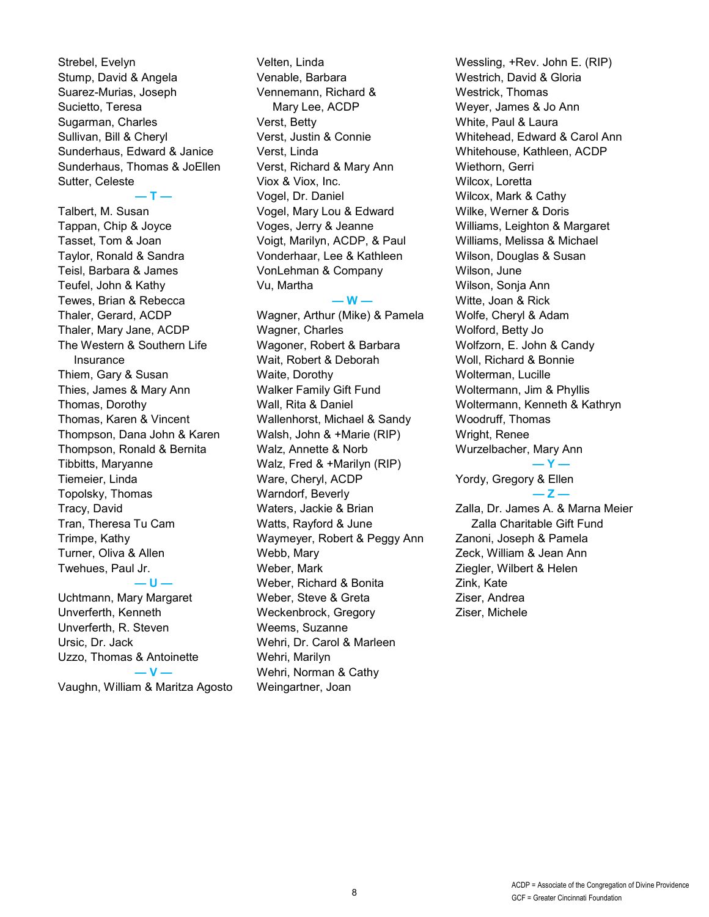Strebel, Evelyn
Stump, David & Angela
Suarez-Murias, Joseph
Sucietto, Teresa
Sugarman, Charles
Sullivan, Bill & Cheryl
Sunderhaus, Edward & Janice
Sunderhaus, Thomas & JoEllen
Sutter, Celeste

**— T —**

Talbert, M. Susan
Tappan, Chip & Joyce
Tasset, Tom & Joan
Taylor, Ronald & Sandra
Teisl, Barbara & James
Teufel, John & Kathy
Tewes, Brian & Rebecca
Thaler, Gerard, ACDP
Thaler, Mary Jane, ACDP
The Western & Southern Life Insurance
Thiem, Gary & Susan
Thies, James & Mary Ann
Thomas, Dorothy
Thomas, Karen & Vincent
Thompson, Dana John & Karen
Thompson, Ronald & Bernita
Tibbitts, Maryanne
Tiemeier, Linda
Topolsky, Thomas
Tracy, David
Tran, Theresa Tu Cam
Trimpe, Kathy
Turner, Oliva & Allen
Twehues, Paul Jr.

**— U —**

Uchtmann, Mary Margaret
Unverferth, Kenneth
Unverferth, R. Steven
Ursic, Dr. Jack
Uzzo, Thomas & Antoinette

**— V —**

Vaughn, William & Maritza Agosto
Velten, Linda
Venable, Barbara
Vennemann, Richard & Mary Lee, ACDP
Verst, Betty
Verst, Justin & Connie
Verst, Linda
Verst, Richard & Mary Ann
Viox & Viox, Inc.
Vogel, Dr. Daniel
Vogel, Mary Lou & Edward
Voges, Jerry & Jeanne
Voigt, Marilyn, ACDP, & Paul
Vonderhaar, Lee & Kathleen
VonLehman & Company
Vu, Martha

**— W —**

Wagner, Arthur (Mike) & Pamela
Wagner, Charles
Wagoner, Robert & Barbara
Wait, Robert & Deborah
Waite, Dorothy
Walker Family Gift Fund
Wall, Rita & Daniel
Wallenhorst, Michael & Sandy
Walsh, John & +Marie (RIP)
Walz, Annette & Norb
Walz, Fred & +Marilyn (RIP)
Ware, Cheryl, ACDP
Warndorf, Beverly
Waters, Jackie & Brian
Watts, Rayford & June
Waymeyer, Robert & Peggy Ann
Webb, Mary
Weber, Mark
Weber, Richard & Bonita
Weber, Steve & Greta
Weckenbrock, Gregory
Weems, Suzanne
Wehri, Dr. Carol & Marleen
Wehri, Marilyn
Wehri, Norman & Cathy
Weingartner, Joan
Wessling, +Rev. John E. (RIP)
Westrich, David & Gloria
Westrick, Thomas
Weyer, James & Jo Ann
White, Paul & Laura
Whitehead, Edward & Carol Ann
Whitehouse, Kathleen, ACDP
Wiethorn, Gerri
Wilcox, Loretta
Wilcox, Mark & Cathy
Wilke, Werner & Doris
Williams, Leighton & Margaret
Williams, Melissa & Michael
Wilson, Douglas & Susan
Wilson, June
Wilson, Sonja Ann
Witte, Joan & Rick
Wolfe, Cheryl & Adam
Wolford, Betty Jo
Wolfzorn, E. John & Candy
Woll, Richard & Bonnie
Wolterman, Lucille
Woltermann, Jim & Phyllis
Woltermann, Kenneth & Kathryn
Woodruff, Thomas
Wright, Renee
Wurzelbacher, Mary Ann

**— Y —**

Yordy, Gregory & Ellen

**— Z —**

Zalla, Dr. James A. & Marna Meier Zalla Charitable Gift Fund
Zanoni, Joseph & Pamela
Zeck, William & Jean Ann
Ziegler, Wilbert & Helen
Zink, Kate
Ziser, Andrea
Ziser, Michele

ACDP = Associate of the Congregation of Divine Providence
GCF = Greater Cincinnati Foundation